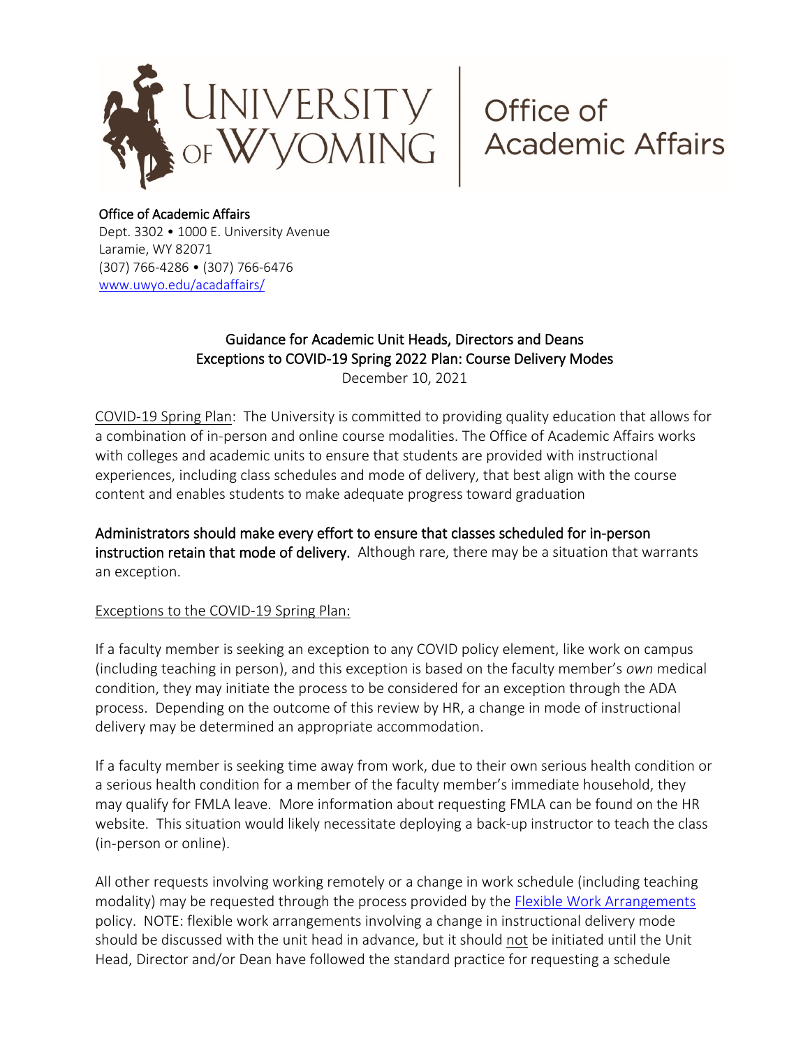University of Wyoming | Office of Academic Affairs

**Office of Academic Affairs**
Dept. 3302 • 1000 E. University Avenue
Laramie, WY 82071
(307) 766-4286 • (307) 766-6476
[www.uwyo.edu/acadaffairs/](www.uwyo.edu/acadaffairs/)

## Guidance for Academic Unit Heads, Directors and Deans
## Exceptions to COVID-19 Spring 2022 Plan: Course Delivery Modes

December 10, 2021

COVID-19 Spring Plan: The University is committed to providing quality education that allows for a combination of in-person and online course modalities. The Office of Academic Affairs works with colleges and academic units to ensure that students are provided with instructional experiences, including class schedules and mode of delivery, that best align with the course content and enables students to make adequate progress toward graduation

**Administrators should make every effort to ensure that classes scheduled for in-person instruction retain that mode of delivery.** Although rare, there may be a situation that warrants an exception.

Exceptions to the COVID-19 Spring Plan:

If a faculty member is seeking an exception to any COVID policy element, like work on campus (including teaching in person), and this exception is based on the faculty member's *own* medical condition, they may initiate the process to be considered for an exception through the ADA process. Depending on the outcome of this review by HR, a change in mode of instructional delivery may be determined an appropriate accommodation.

If a faculty member is seeking time away from work, due to their own serious health condition or a serious health condition for a member of the faculty member's immediate household, they may qualify for FMLA leave. More information about requesting FMLA can be found on the HR website. This situation would likely necessitate deploying a back-up instructor to teach the class (in-person or online).

All other requests involving working remotely or a change in work schedule (including teaching modality) may be requested through the process provided by the Flexible Work Arrangements policy. NOTE: flexible work arrangements involving a change in instructional delivery mode should be discussed with the unit head in advance, but it should not be initiated until the Unit Head, Director and/or Dean have followed the standard practice for requesting a schedule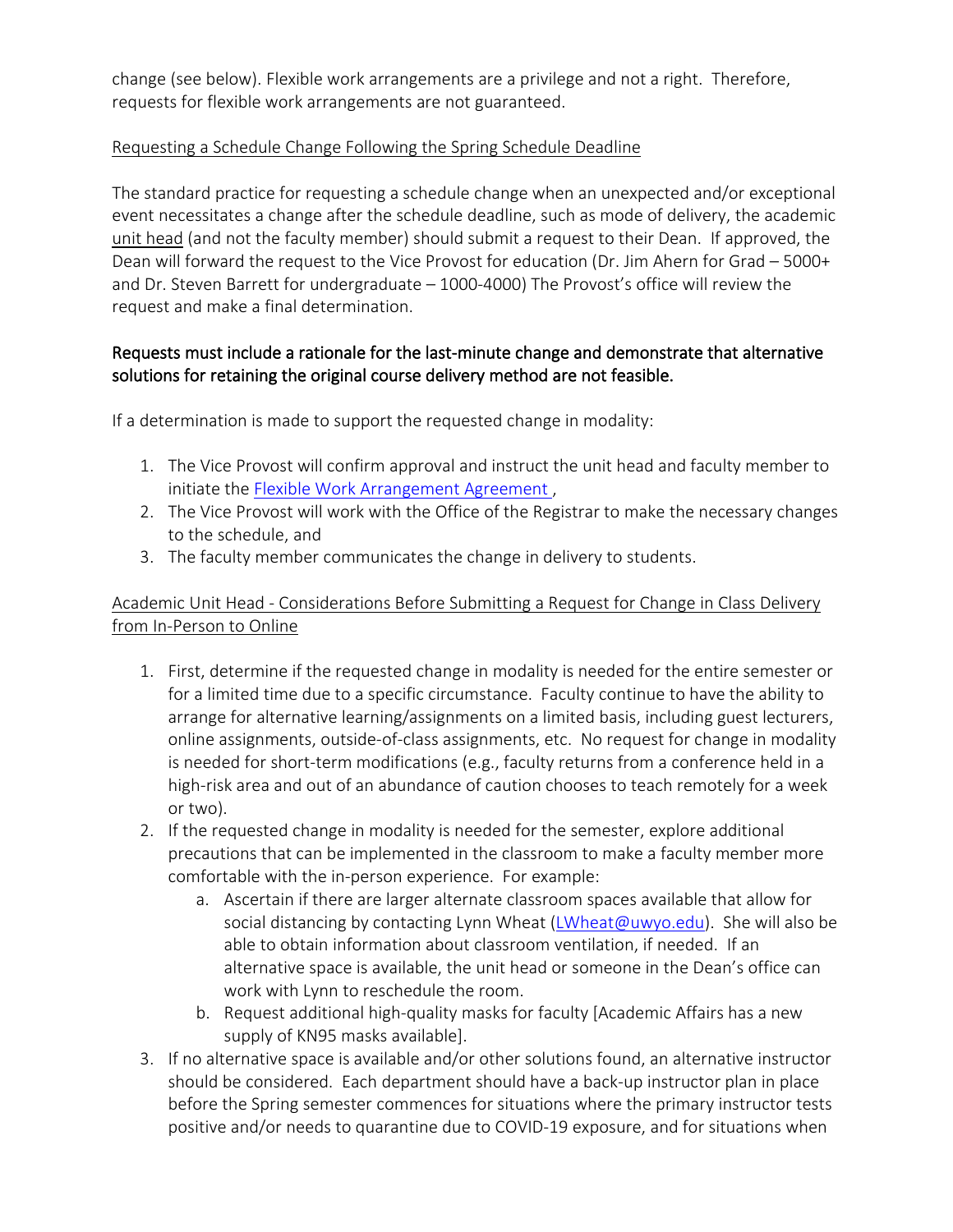change (see below). Flexible work arrangements are a privilege and not a right. Therefore, requests for flexible work arrangements are not guaranteed.

<u>Requesting a Schedule Change Following the Spring Schedule Deadline</u>

The standard practice for requesting a schedule change when an unexpected and/or exceptional event necessitates a change after the schedule deadline, such as mode of delivery, the academic <u>unit head</u> (and not the faculty member) should submit a request to their Dean. If approved, the Dean will forward the request to the Vice Provost for education (Dr. Jim Ahern for Grad – 5000+ and Dr. Steven Barrett for undergraduate – 1000-4000) The Provost's office will review the request and make a final determination.

**Requests must include a rationale for the last-minute change and demonstrate that alternative solutions for retaining the original course delivery method are not feasible.**

If a determination is made to support the requested change in modality:

1. The Vice Provost will confirm approval and instruct the unit head and faculty member to initiate the [Flexible Work Arrangement Agreement](),
2. The Vice Provost will work with the Office of the Registrar to make the necessary changes to the schedule, and
3. The faculty member communicates the change in delivery to students.

<u>Academic Unit Head - Considerations Before Submitting a Request for Change in Class Delivery from In-Person to Online</u>

1. First, determine if the requested change in modality is needed for the entire semester or for a limited time due to a specific circumstance. Faculty continue to have the ability to arrange for alternative learning/assignments on a limited basis, including guest lecturers, online assignments, outside-of-class assignments, etc. No request for change in modality is needed for short-term modifications (e.g., faculty returns from a conference held in a high-risk area and out of an abundance of caution chooses to teach remotely for a week or two).
2. If the requested change in modality is needed for the semester, explore additional precautions that can be implemented in the classroom to make a faculty member more comfortable with the in-person experience. For example:
   a. Ascertain if there are larger alternate classroom spaces available that allow for social distancing by contacting Lynn Wheat (LWheat@uwyo.edu). She will also be able to obtain information about classroom ventilation, if needed. If an alternative space is available, the unit head or someone in the Dean's office can work with Lynn to reschedule the room.
   b. Request additional high-quality masks for faculty [Academic Affairs has a new supply of KN95 masks available].
3. If no alternative space is available and/or other solutions found, an alternative instructor should be considered. Each department should have a back-up instructor plan in place before the Spring semester commences for situations where the primary instructor tests positive and/or needs to quarantine due to COVID-19 exposure, and for situations when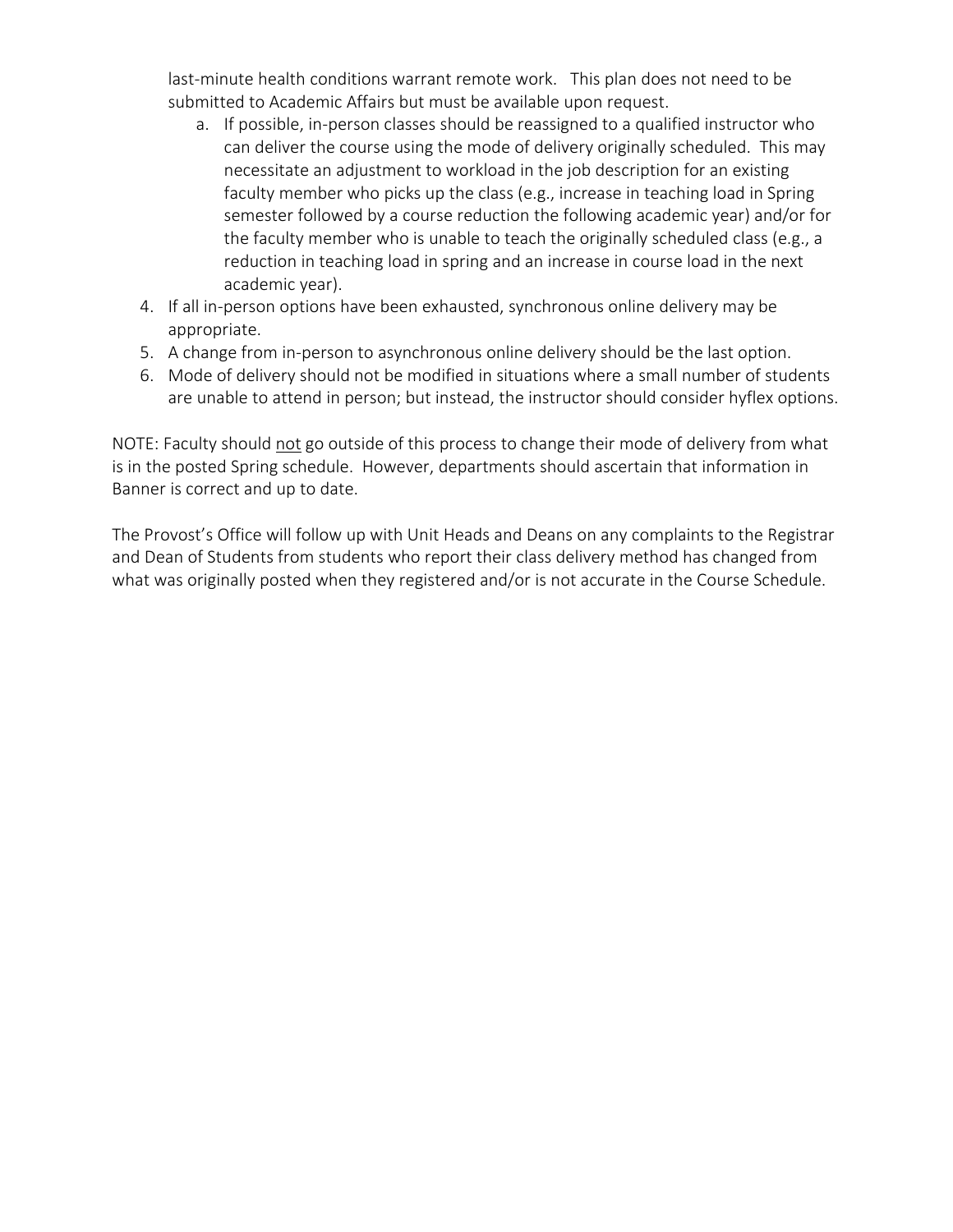last-minute health conditions warrant remote work. This plan does not need to be submitted to Academic Affairs but must be available upon request.

   a. If possible, in-person classes should be reassigned to a qualified instructor who can deliver the course using the mode of delivery originally scheduled. This may necessitate an adjustment to workload in the job description for an existing faculty member who picks up the class (e.g., increase in teaching load in Spring semester followed by a course reduction the following academic year) and/or for the faculty member who is unable to teach the originally scheduled class (e.g., a reduction in teaching load in spring and an increase in course load in the next academic year).

4. If all in-person options have been exhausted, synchronous online delivery may be appropriate.
5. A change from in-person to asynchronous online delivery should be the last option.
6. Mode of delivery should not be modified in situations where a small number of students are unable to attend in person; but instead, the instructor should consider hyflex options.

NOTE: Faculty should <u>not</u> go outside of this process to change their mode of delivery from what is in the posted Spring schedule. However, departments should ascertain that information in Banner is correct and up to date.

The Provost's Office will follow up with Unit Heads and Deans on any complaints to the Registrar and Dean of Students from students who report their class delivery method has changed from what was originally posted when they registered and/or is not accurate in the Course Schedule.